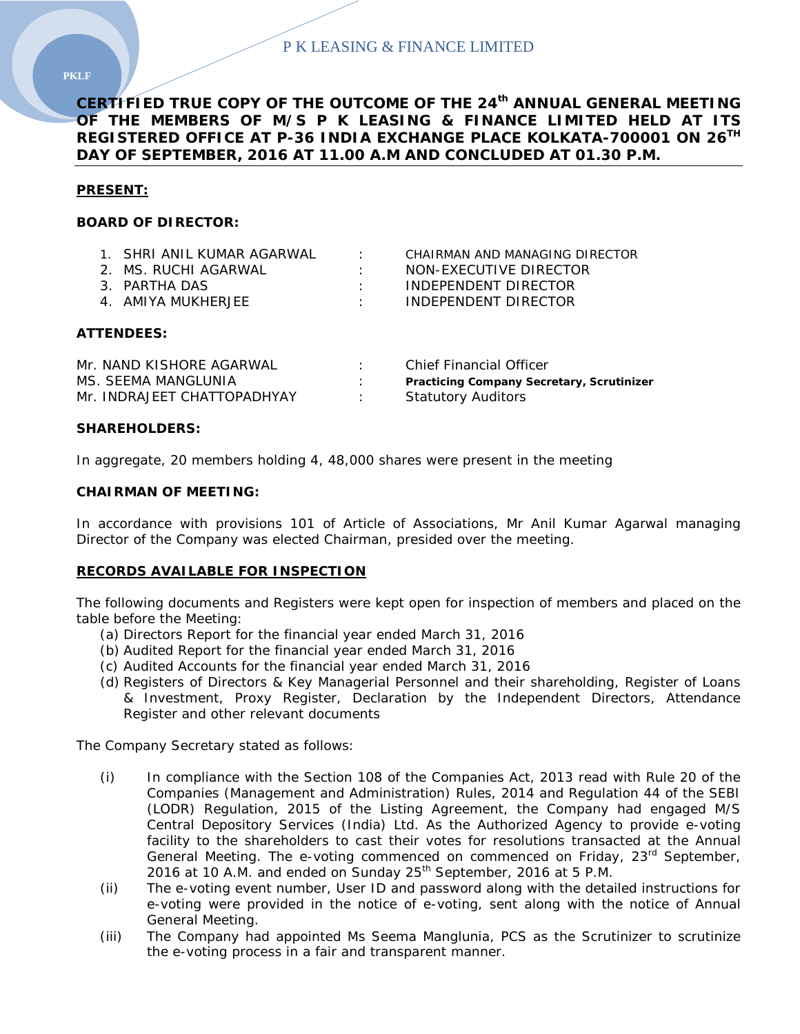# CERTIFIED TRUE COPY OF THE OUTCOME OF THE 24th ANNUAL GENERAL MEETING OF THE MEMBERS OF M/S P K LEASING & FINANCE LIMITED HELD AT ITS REGISTERED OFFICE AT P-36 INDIA EXCHANGE PLACE KOLKATA-700001 ON 26TH DAY OF SEPTEMBER, 2016 AT 11.00 A.M AND CONCLUDED AT 01.30 P.M.

**PRESENT:**

**BOARD OF DIRECTOR:**

1. SHRI ANIL KUMAR AGARWAL : CHAIRMAN AND MANAGING DIRECTOR
2. MS. RUCHI AGARWAL : NON-EXECUTIVE DIRECTOR
3. PARTHA DAS : INDEPENDENT DIRECTOR
4. AMIYA MUKHERJEE : INDEPENDENT DIRECTOR

**ATTENDEES:**

Mr. NAND KISHORE AGARWAL : Chief Financial Officer
MS. SEEMA MANGLUNIA : **Practicing Company Secretary, Scrutinizer**
Mr. INDRAJEET CHATTOPADHYAY : Statutory Auditors

**SHAREHOLDERS:**

In aggregate, 20 members holding 4, 48,000 shares were present in the meeting

**CHAIRMAN OF MEETING:**

In accordance with provisions 101 of Article of Associations, Mr Anil Kumar Agarwal managing Director of the Company was elected Chairman, presided over the meeting.

**RECORDS AVAILABLE FOR INSPECTION**

The following documents and Registers were kept open for inspection of members and placed on the table before the Meeting:

(a) Directors Report for the financial year ended March 31, 2016
(b) Audited Report for the financial year ended March 31, 2016
(c) Audited Accounts for the financial year ended March 31, 2016
(d) Registers of Directors & Key Managerial Personnel and their shareholding, Register of Loans & Investment, Proxy Register, Declaration by the Independent Directors, Attendance Register and other relevant documents

The Company Secretary stated as follows:

(i) In compliance with the Section 108 of the Companies Act, 2013 read with Rule 20 of the Companies (Management and Administration) Rules, 2014 and Regulation 44 of the SEBI (LODR) Regulation, 2015 of the Listing Agreement, the Company had engaged M/S Central Depository Services (India) Ltd. As the Authorized Agency to provide e-voting facility to the shareholders to cast their votes for resolutions transacted at the Annual General Meeting. The e-voting commenced on commenced on Friday, 23rd September, 2016 at 10 A.M. and ended on Sunday 25th September, 2016 at 5 P.M.

(ii) The e-voting event number, User ID and password along with the detailed instructions for e-voting were provided in the notice of e-voting, sent along with the notice of Annual General Meeting.

(iii) The Company had appointed Ms Seema Manglunia, PCS as the Scrutinizer to scrutinize the e-voting process in a fair and transparent manner.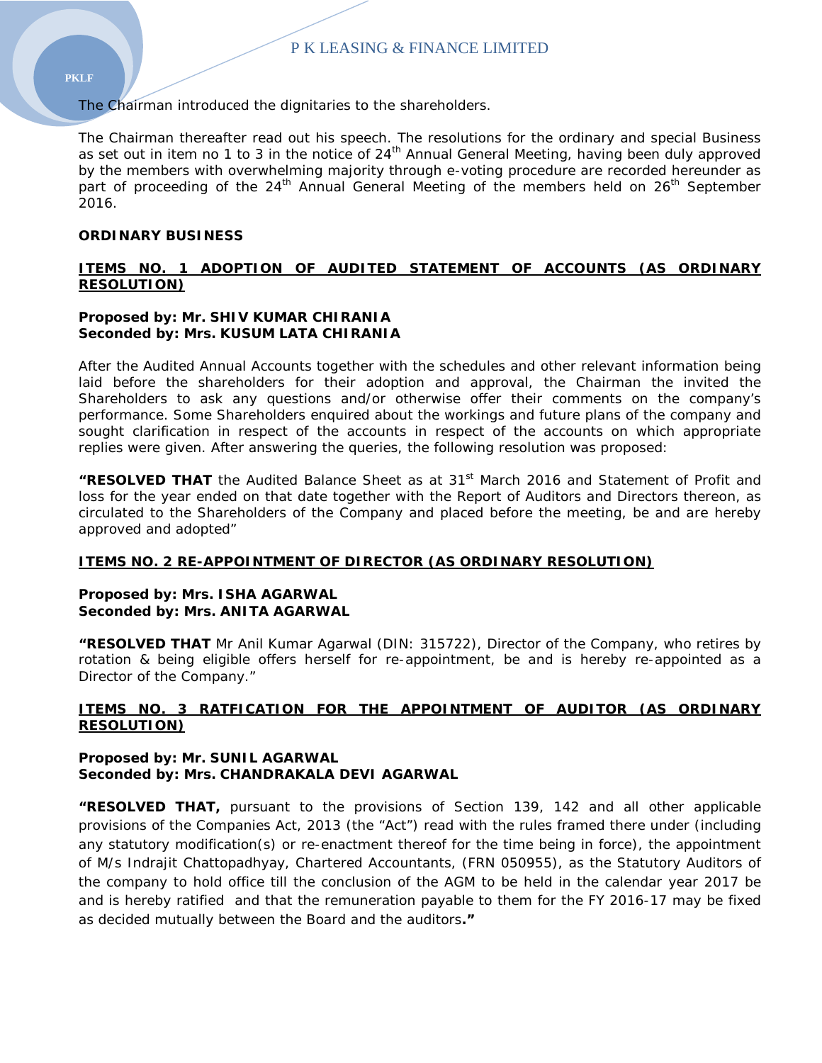The Chairman introduced the dignitaries to the shareholders.

The Chairman thereafter read out his speech. The resolutions for the ordinary and special Business as set out in item no 1 to 3 in the notice of 24th Annual General Meeting, having been duly approved by the members with overwhelming majority through e-voting procedure are recorded hereunder as part of proceeding of the 24th Annual General Meeting of the members held on 26th September 2016.

**ORDINARY BUSINESS**

**ITEMS NO. 1 ADOPTION OF AUDITED STATEMENT OF ACCOUNTS (AS ORDINARY RESOLUTION)**

**Proposed by: Mr. SHIV KUMAR CHIRANIA**
**Seconded by: Mrs. KUSUM LATA CHIRANIA**

After the Audited Annual Accounts together with the schedules and other relevant information being laid before the shareholders for their adoption and approval, the Chairman the invited the Shareholders to ask any questions and/or otherwise offer their comments on the company's performance. Some Shareholders enquired about the workings and future plans of the company and sought clarification in respect of the accounts in respect of the accounts on which appropriate replies were given. After answering the queries, the following resolution was proposed:

**"RESOLVED THAT** the Audited Balance Sheet as at 31st March 2016 and Statement of Profit and loss for the year ended on that date together with the Report of Auditors and Directors thereon, as circulated to the Shareholders of the Company and placed before the meeting, be and are hereby approved and adopted"

**ITEMS NO. 2 RE-APPOINTMENT OF DIRECTOR (AS ORDINARY RESOLUTION)**

**Proposed by: Mrs. ISHA AGARWAL**
**Seconded by: Mrs. ANITA AGARWAL**

**"RESOLVED THAT** Mr Anil Kumar Agarwal (DIN: 315722), Director of the Company, who retires by rotation & being eligible offers herself for re-appointment, be and is hereby re-appointed as a Director of the Company."

**ITEMS NO. 3 RATFICATION FOR THE APPOINTMENT OF AUDITOR (AS ORDINARY RESOLUTION)**

**Proposed by: Mr. SUNIL AGARWAL**
**Seconded by: Mrs. CHANDRAKALA DEVI AGARWAL**

**"RESOLVED THAT,** pursuant to the provisions of Section 139, 142 and all other applicable provisions of the Companies Act, 2013 (the "Act") read with the rules framed there under (including any statutory modification(s) or re-enactment thereof for the time being in force), the appointment of M/s Indrajit Chattopadhyay, Chartered Accountants, (FRN 050955), as the Statutory Auditors of the company to hold office till the conclusion of the AGM to be held in the calendar year 2017 be and is hereby ratified and that the remuneration payable to them for the FY 2016-17 may be fixed as decided mutually between the Board and the auditors**."**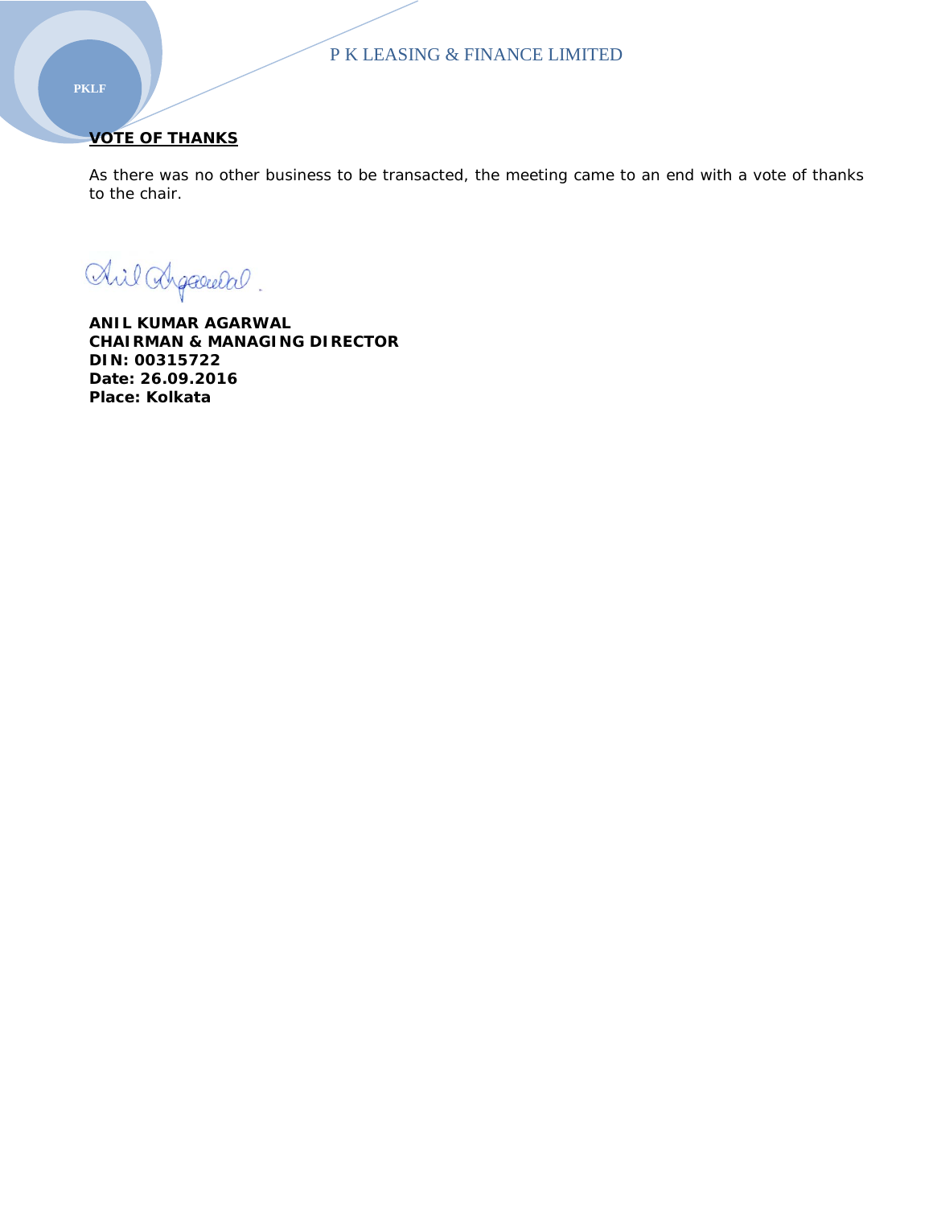**VOTE OF THANKS**

As there was no other business to be transacted, the meeting came to an end with a vote of thanks to the chair.

**ANIL KUMAR AGARWAL**
**CHAIRMAN & MANAGING DIRECTOR**
**DIN: 00315722**
**Date: 26.09.2016**
**Place: Kolkata**